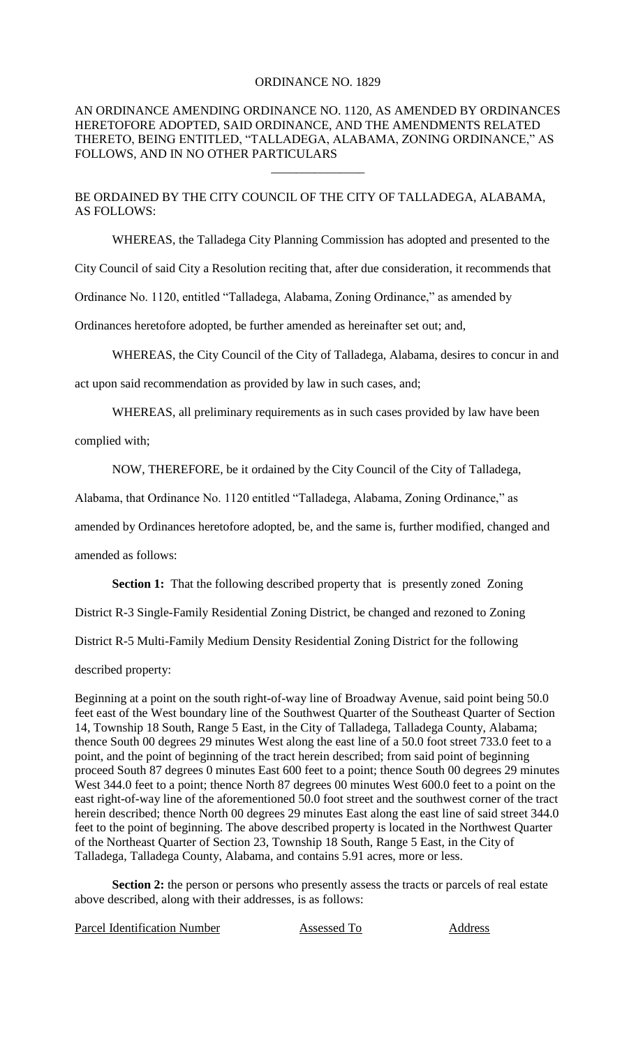ORDINANCE NO. 1829

AN ORDINANCE AMENDING ORDINANCE NO. 1120, AS AMENDED BY ORDINANCES HERETOFORE ADOPTED, SAID ORDINANCE, AND THE AMENDMENTS RELATED THERETO, BEING ENTITLED, "TALLADEGA, ALABAMA, ZONING ORDINANCE," AS FOLLOWS, AND IN NO OTHER PARTICULARS

---

BE ORDAINED BY THE CITY COUNCIL OF THE CITY OF TALLADEGA, ALABAMA, AS FOLLOWS:

WHEREAS, the Talladega City Planning Commission has adopted and presented to the City Council of said City a Resolution reciting that, after due consideration, it recommends that Ordinance No. 1120, entitled "Talladega, Alabama, Zoning Ordinance," as amended by Ordinances heretofore adopted, be further amended as hereinafter set out; and,

WHEREAS, the City Council of the City of Talladega, Alabama, desires to concur in and act upon said recommendation as provided by law in such cases, and;

WHEREAS, all preliminary requirements as in such cases provided by law have been complied with;

NOW, THEREFORE, be it ordained by the City Council of the City of Talladega, Alabama, that Ordinance No. 1120 entitled "Talladega, Alabama, Zoning Ordinance," as amended by Ordinances heretofore adopted, be, and the same is, further modified, changed and amended as follows:

**Section 1:** That the following described property that is presently zoned Zoning District R-3 Single-Family Residential Zoning District, be changed and rezoned to Zoning District R-5 Multi-Family Medium Density Residential Zoning District for the following described property:

Beginning at a point on the south right-of-way line of Broadway Avenue, said point being 50.0 feet east of the West boundary line of the Southwest Quarter of the Southeast Quarter of Section 14, Township 18 South, Range 5 East, in the City of Talladega, Talladega County, Alabama; thence South 00 degrees 29 minutes West along the east line of a 50.0 foot street 733.0 feet to a point, and the point of beginning of the tract herein described; from said point of beginning proceed South 87 degrees 0 minutes East 600 feet to a point; thence South 00 degrees 29 minutes West 344.0 feet to a point; thence North 87 degrees 00 minutes West 600.0 feet to a point on the east right-of-way line of the aforementioned 50.0 foot street and the southwest corner of the tract herein described; thence North 00 degrees 29 minutes East along the east line of said street 344.0 feet to the point of beginning. The above described property is located in the Northwest Quarter of the Northeast Quarter of Section 23, Township 18 South, Range 5 East, in the City of Talladega, Talladega County, Alabama, and contains 5.91 acres, more or less.

**Section 2:** the person or persons who presently assess the tracts or parcels of real estate above described, along with their addresses, is as follows:

| Parcel Identification Number | Assessed To | Address |
|---|---|---|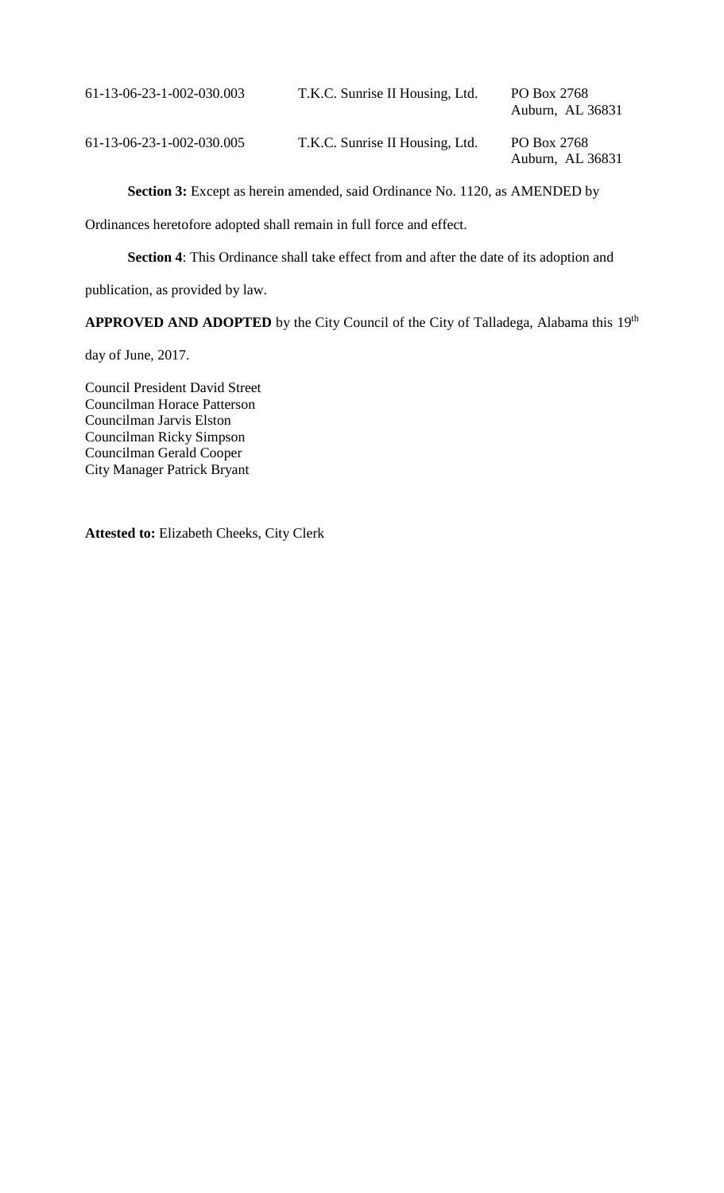| | | |
|---|---|---|
| 61-13-06-23-1-002-030.003 | T.K.C. Sunrise II Housing, Ltd. | PO Box 2768 Auburn, AL 36831 |
| 61-13-06-23-1-002-030.005 | T.K.C. Sunrise II Housing, Ltd. | PO Box 2768 Auburn, AL 36831 |

**Section 3:** Except as herein amended, said Ordinance No. 1120, as AMENDED by Ordinances heretofore adopted shall remain in full force and effect.

**Section 4**: This Ordinance shall take effect from and after the date of its adoption and publication, as provided by law.

**APPROVED AND ADOPTED** by the City Council of the City of Talladega, Alabama this 19th day of June, 2017.

Council President David Street
Councilman Horace Patterson
Councilman Jarvis Elston
Councilman Ricky Simpson
Councilman Gerald Cooper
City Manager Patrick Bryant

**Attested to:** Elizabeth Cheeks, City Clerk